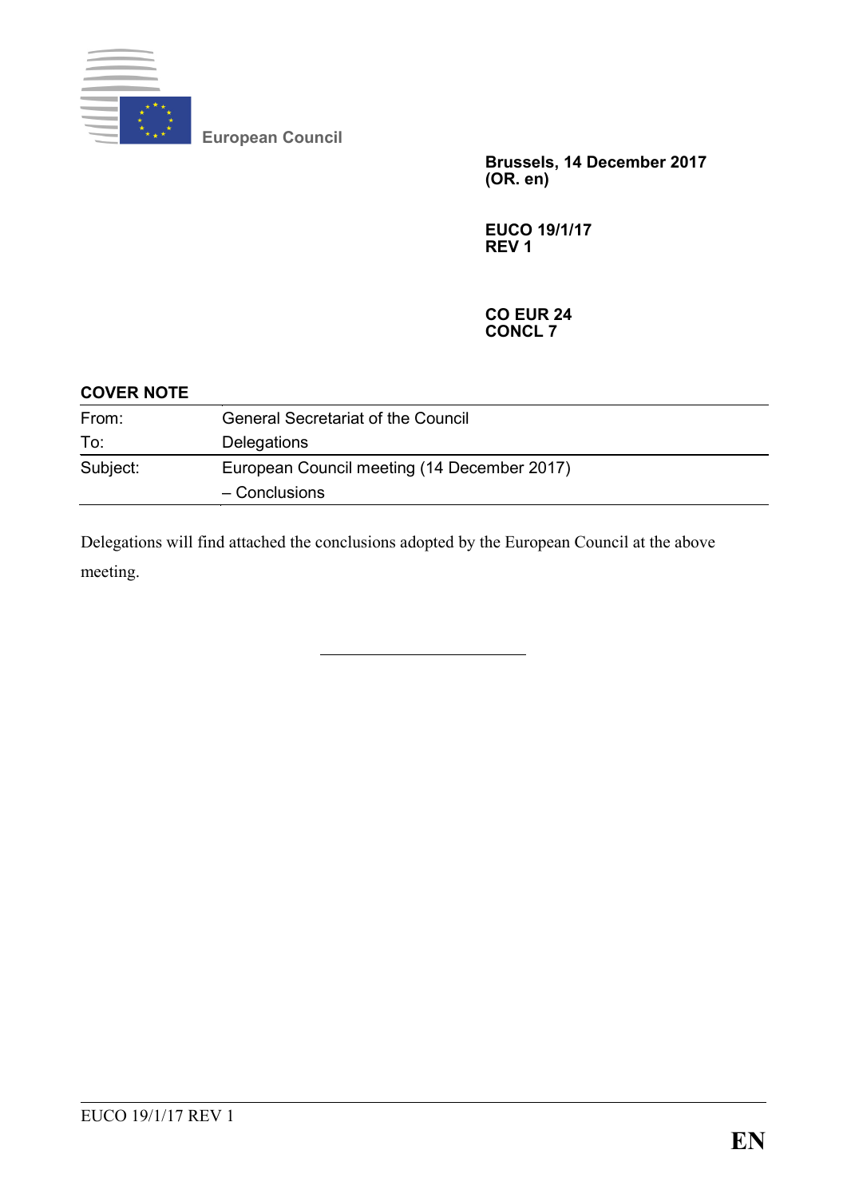European Council

**Brussels, 14 December 2017**
**(OR. en)**

**EUCO 19/1/17**
**REV 1**

**CO EUR 24**
**CONCL 7**

**COVER NOTE**

| | |
|---|---|
| From: | General Secretariat of the Council |
| To: | Delegations |
| Subject: | European Council meeting (14 December 2017)<br>– Conclusions |

Delegations will find attached the conclusions adopted by the European Council at the above meeting.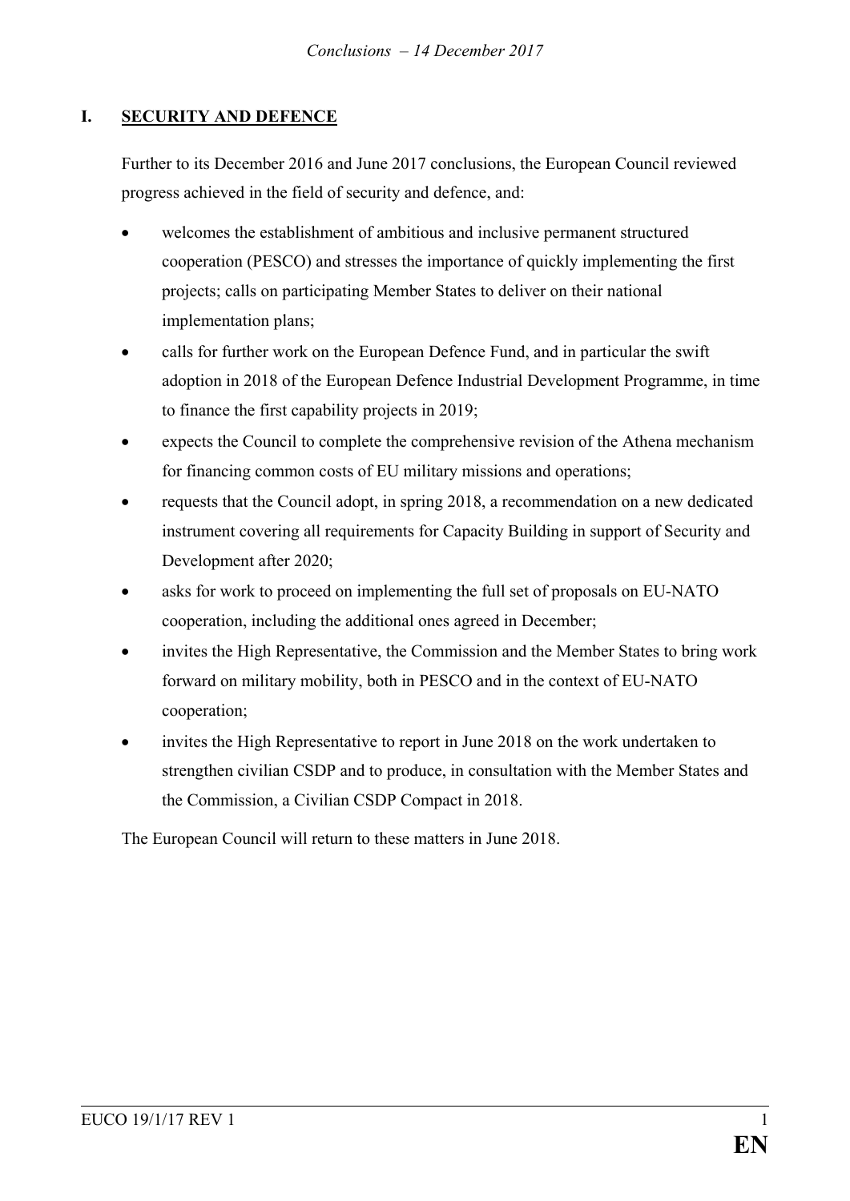## I. SECURITY AND DEFENCE

Further to its December 2016 and June 2017 conclusions, the European Council reviewed progress achieved in the field of security and defence, and:

- welcomes the establishment of ambitious and inclusive permanent structured cooperation (PESCO) and stresses the importance of quickly implementing the first projects; calls on participating Member States to deliver on their national implementation plans;
- calls for further work on the European Defence Fund, and in particular the swift adoption in 2018 of the European Defence Industrial Development Programme, in time to finance the first capability projects in 2019;
- expects the Council to complete the comprehensive revision of the Athena mechanism for financing common costs of EU military missions and operations;
- requests that the Council adopt, in spring 2018, a recommendation on a new dedicated instrument covering all requirements for Capacity Building in support of Security and Development after 2020;
- asks for work to proceed on implementing the full set of proposals on EU-NATO cooperation, including the additional ones agreed in December;
- invites the High Representative, the Commission and the Member States to bring work forward on military mobility, both in PESCO and in the context of EU-NATO cooperation;
- invites the High Representative to report in June 2018 on the work undertaken to strengthen civilian CSDP and to produce, in consultation with the Member States and the Commission, a Civilian CSDP Compact in 2018.

The European Council will return to these matters in June 2018.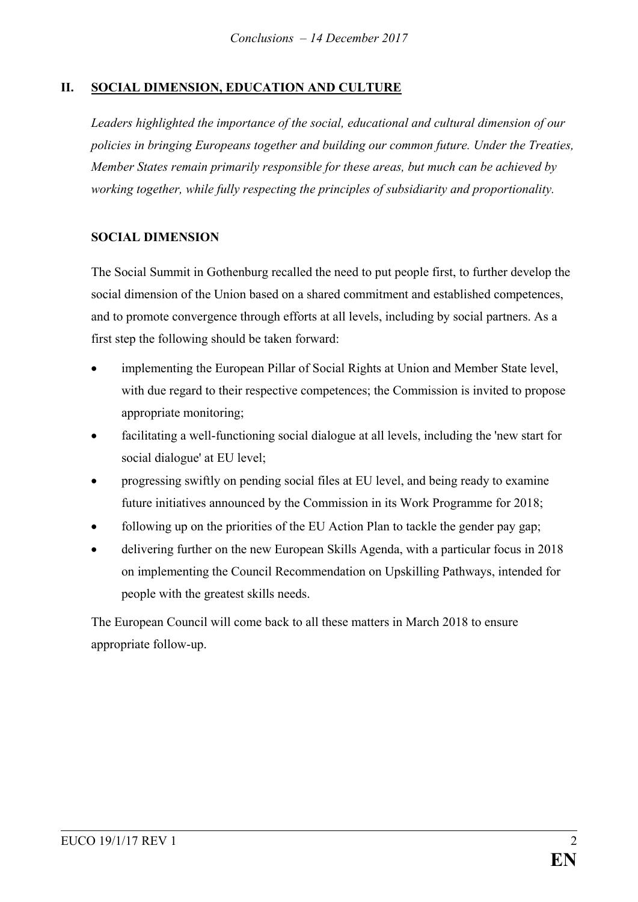## II. SOCIAL DIMENSION, EDUCATION AND CULTURE

*Leaders highlighted the importance of the social, educational and cultural dimension of our policies in bringing Europeans together and building our common future. Under the Treaties, Member States remain primarily responsible for these areas, but much can be achieved by working together, while fully respecting the principles of subsidiarity and proportionality.*

### SOCIAL DIMENSION

The Social Summit in Gothenburg recalled the need to put people first, to further develop the social dimension of the Union based on a shared commitment and established competences, and to promote convergence through efforts at all levels, including by social partners. As a first step the following should be taken forward:

- implementing the European Pillar of Social Rights at Union and Member State level, with due regard to their respective competences; the Commission is invited to propose appropriate monitoring;
- facilitating a well-functioning social dialogue at all levels, including the 'new start for social dialogue' at EU level;
- progressing swiftly on pending social files at EU level, and being ready to examine future initiatives announced by the Commission in its Work Programme for 2018;
- following up on the priorities of the EU Action Plan to tackle the gender pay gap;
- delivering further on the new European Skills Agenda, with a particular focus in 2018 on implementing the Council Recommendation on Upskilling Pathways, intended for people with the greatest skills needs.

The European Council will come back to all these matters in March 2018 to ensure appropriate follow-up.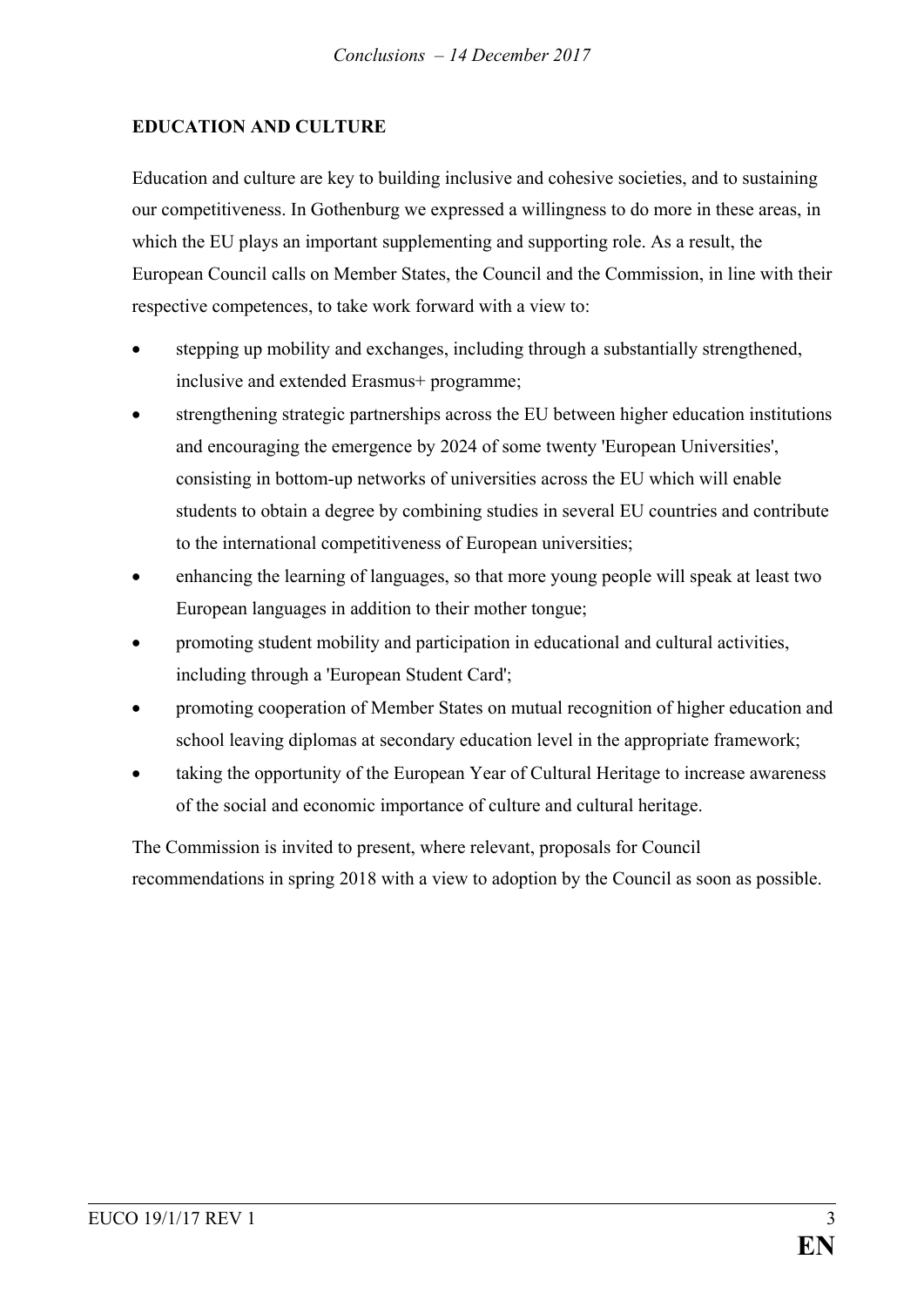**EDUCATION AND CULTURE**

Education and culture are key to building inclusive and cohesive societies, and to sustaining our competitiveness. In Gothenburg we expressed a willingness to do more in these areas, in which the EU plays an important supplementing and supporting role. As a result, the European Council calls on Member States, the Council and the Commission, in line with their respective competences, to take work forward with a view to:

- stepping up mobility and exchanges, including through a substantially strengthened, inclusive and extended Erasmus+ programme;
- strengthening strategic partnerships across the EU between higher education institutions and encouraging the emergence by 2024 of some twenty 'European Universities', consisting in bottom-up networks of universities across the EU which will enable students to obtain a degree by combining studies in several EU countries and contribute to the international competitiveness of European universities;
- enhancing the learning of languages, so that more young people will speak at least two European languages in addition to their mother tongue;
- promoting student mobility and participation in educational and cultural activities, including through a 'European Student Card';
- promoting cooperation of Member States on mutual recognition of higher education and school leaving diplomas at secondary education level in the appropriate framework;
- taking the opportunity of the European Year of Cultural Heritage to increase awareness of the social and economic importance of culture and cultural heritage.

The Commission is invited to present, where relevant, proposals for Council recommendations in spring 2018 with a view to adoption by the Council as soon as possible.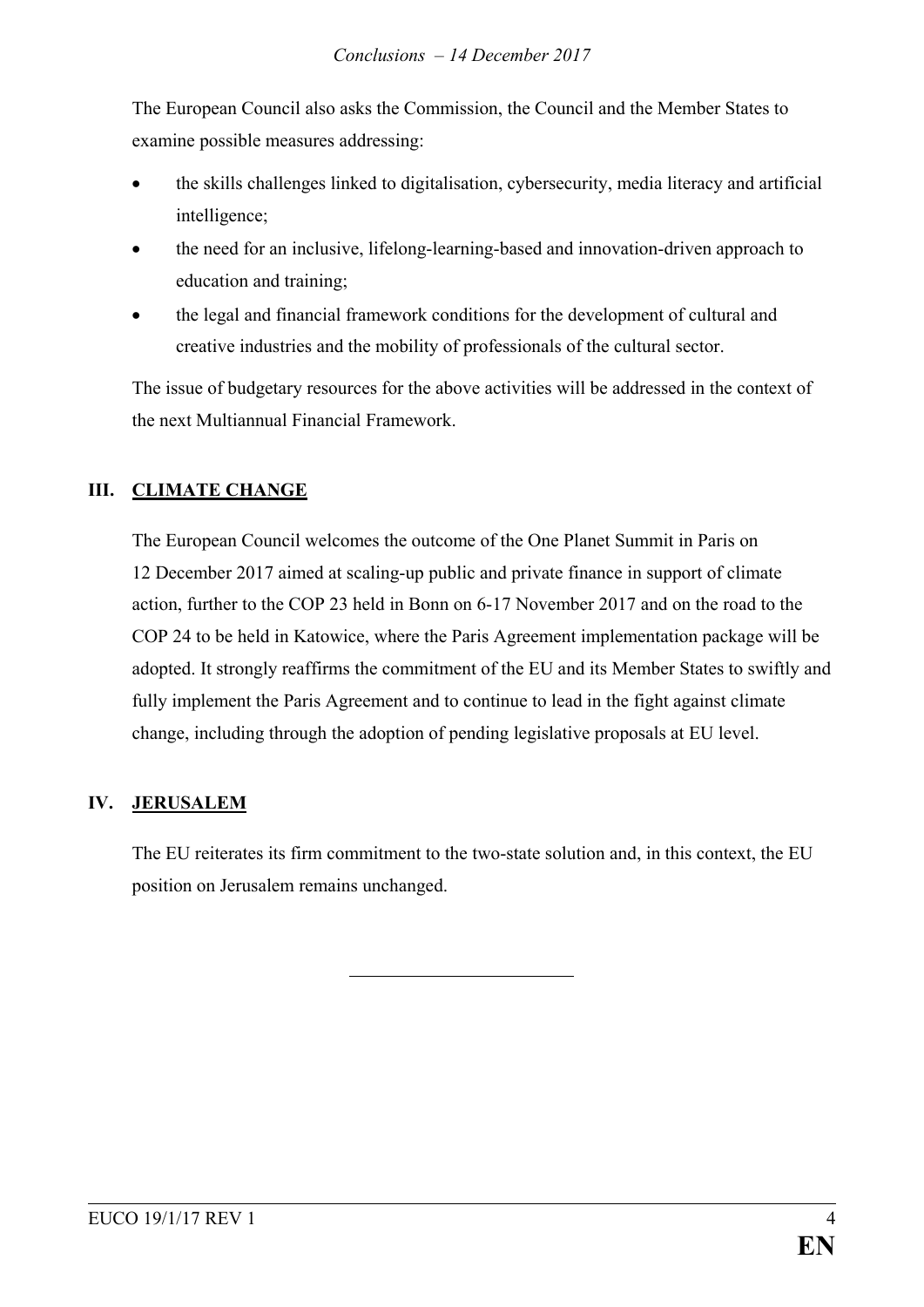The European Council also asks the Commission, the Council and the Member States to examine possible measures addressing:

- the skills challenges linked to digitalisation, cybersecurity, media literacy and artificial intelligence;
- the need for an inclusive, lifelong-learning-based and innovation-driven approach to education and training;
- the legal and financial framework conditions for the development of cultural and creative industries and the mobility of professionals of the cultural sector.

The issue of budgetary resources for the above activities will be addressed in the context of the next Multiannual Financial Framework.

## III. CLIMATE CHANGE

The European Council welcomes the outcome of the One Planet Summit in Paris on 12 December 2017 aimed at scaling-up public and private finance in support of climate action, further to the COP 23 held in Bonn on 6-17 November 2017 and on the road to the COP 24 to be held in Katowice, where the Paris Agreement implementation package will be adopted. It strongly reaffirms the commitment of the EU and its Member States to swiftly and fully implement the Paris Agreement and to continue to lead in the fight against climate change, including through the adoption of pending legislative proposals at EU level.

## IV. JERUSALEM

The EU reiterates its firm commitment to the two-state solution and, in this context, the EU position on Jerusalem remains unchanged.